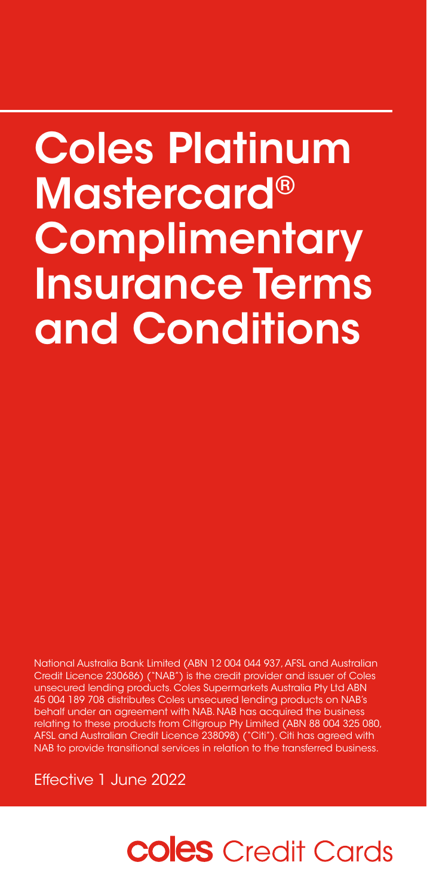# Coles Platinum Mastercard® Complimentary Insurance Terms and Conditions

National Australia Bank Limited (ABN 12 004 044 937, AFSL and Australian Credit Licence 230686) ("NAB") is the credit provider and issuer of Coles unsecured lending products. Coles Supermarkets Australia Pty Ltd ABN 45 004 189 708 distributes Coles unsecured lending products on NAB's behalf under an agreement with NAB. NAB has acquired the business relating to these products from Citigroup Pty Limited (ABN 88 004 325 080, AFSL and Australian Credit Licence 238098) ("Citi"). Citi has agreed with NAB to provide transitional services in relation to the transferred business.

Effective 1 June 2022

coles Credit Cards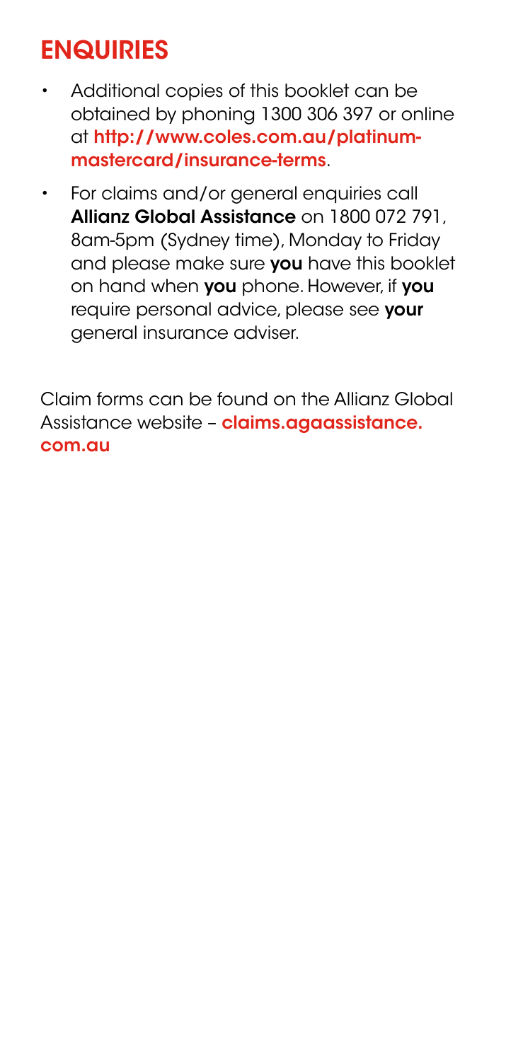# ENQUIRIES

- Additional copies of this booklet can be obtained by phoning 1300 306 397 or online at **http://www.coles.com.au/platinum-mastercard/insurance-terms**.
- For claims and/or general enquiries call **Allianz Global Assistance** on 1800 072 791, 8am-5pm (Sydney time), Monday to Friday and please make sure **you** have this booklet on hand when **you** phone. However, if **you** require personal advice, please see **your** general insurance adviser.

Claim forms can be found on the Allianz Global Assistance website – **claims.agaassistance.com.au**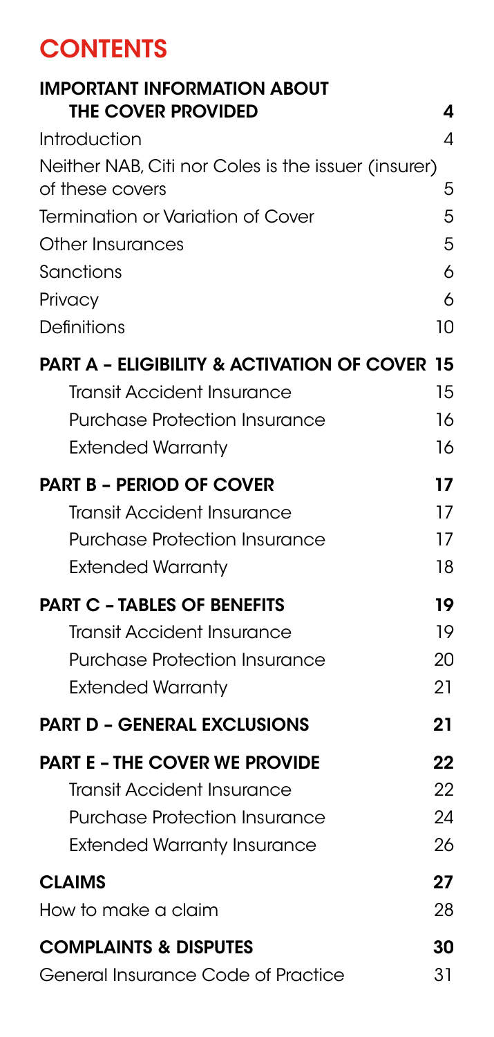# CONTENTS

| | |
|---|---|
| **IMPORTANT INFORMATION ABOUT THE COVER PROVIDED** | **4** |
| Introduction | 4 |
| Neither NAB, Citi nor Coles is the issuer (insurer) of these covers | 5 |
| Termination or Variation of Cover | 5 |
| Other Insurances | 5 |
| Sanctions | 6 |
| Privacy | 6 |
| Definitions | 10 |
| **PART A – ELIGIBILITY & ACTIVATION OF COVER** | **15** |
| Transit Accident Insurance | 15 |
| Purchase Protection Insurance | 16 |
| Extended Warranty | 16 |
| **PART B – PERIOD OF COVER** | **17** |
| Transit Accident Insurance | 17 |
| Purchase Protection Insurance | 17 |
| Extended Warranty | 18 |
| **PART C – TABLES OF BENEFITS** | **19** |
| Transit Accident Insurance | 19 |
| Purchase Protection Insurance | 20 |
| Extended Warranty | 21 |
| **PART D – GENERAL EXCLUSIONS** | **21** |
| **PART E – THE COVER WE PROVIDE** | **22** |
| Transit Accident Insurance | 22 |
| Purchase Protection Insurance | 24 |
| Extended Warranty Insurance | 26 |
| **CLAIMS** | **27** |
| How to make a claim | 28 |
| **COMPLAINTS & DISPUTES** | **30** |
| General Insurance Code of Practice | 31 |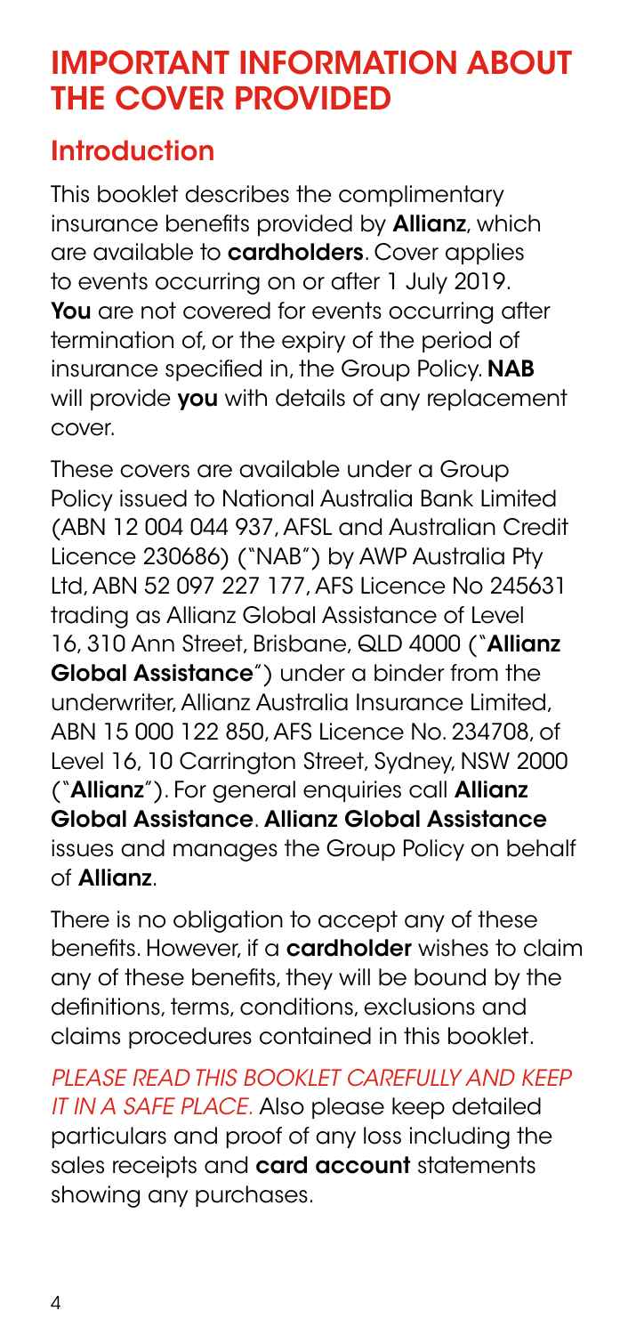# IMPORTANT INFORMATION ABOUT THE COVER PROVIDED

## Introduction

This booklet describes the complimentary insurance benefits provided by **Allianz**, which are available to **cardholders**. Cover applies to events occurring on or after 1 July 2019. **You** are not covered for events occurring after termination of, or the expiry of the period of insurance specified in, the Group Policy. **NAB** will provide **you** with details of any replacement cover.

These covers are available under a Group Policy issued to National Australia Bank Limited (ABN 12 004 044 937, AFSL and Australian Credit Licence 230686) ("NAB") by AWP Australia Pty Ltd, ABN 52 097 227 177, AFS Licence No 245631 trading as Allianz Global Assistance of Level 16, 310 Ann Street, Brisbane, QLD 4000 ("**Allianz Global Assistance**") under a binder from the underwriter, Allianz Australia Insurance Limited, ABN 15 000 122 850, AFS Licence No. 234708, of Level 16, 10 Carrington Street, Sydney, NSW 2000 ("**Allianz**"). For general enquiries call **Allianz Global Assistance**. **Allianz Global Assistance** issues and manages the Group Policy on behalf of **Allianz**.

There is no obligation to accept any of these benefits. However, if a **cardholder** wishes to claim any of these benefits, they will be bound by the definitions, terms, conditions, exclusions and claims procedures contained in this booklet.

*PLEASE READ THIS BOOKLET CAREFULLY AND KEEP IT IN A SAFE PLACE.* Also please keep detailed particulars and proof of any loss including the sales receipts and **card account** statements showing any purchases.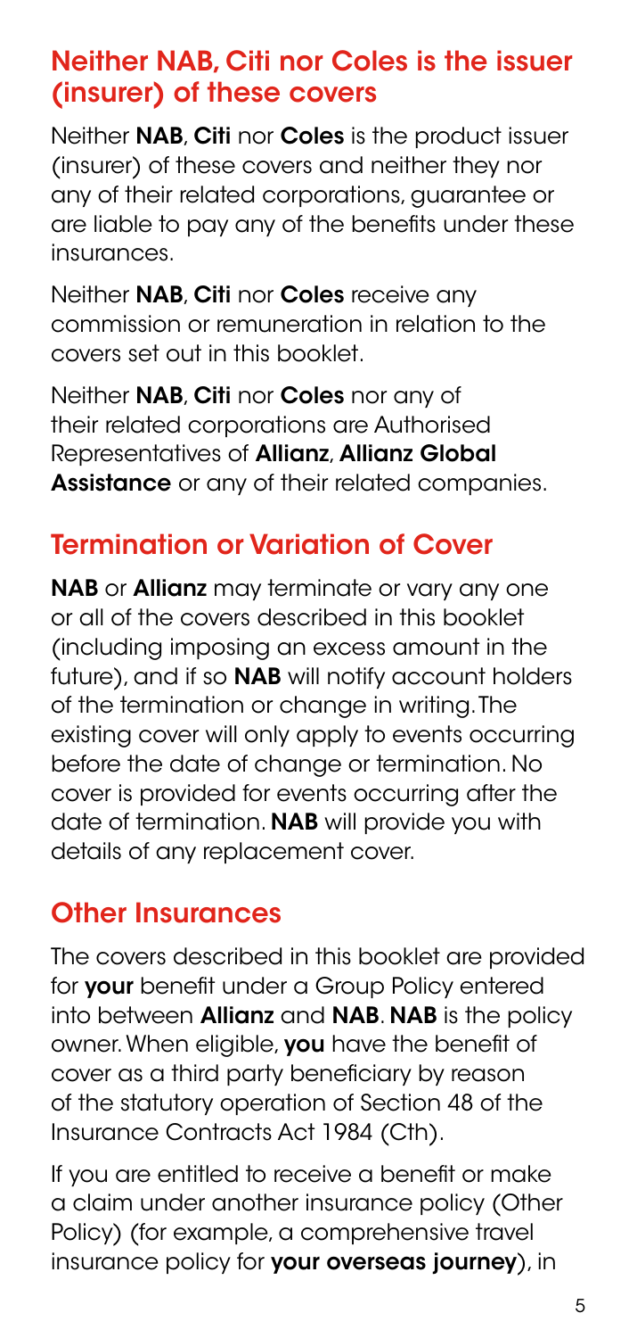## Neither NAB, Citi nor Coles is the issuer (insurer) of these covers

Neither **NAB**, **Citi** nor **Coles** is the product issuer (insurer) of these covers and neither they nor any of their related corporations, guarantee or are liable to pay any of the benefits under these insurances.

Neither **NAB**, **Citi** nor **Coles** receive any commission or remuneration in relation to the covers set out in this booklet.

Neither **NAB**, **Citi** nor **Coles** nor any of their related corporations are Authorised Representatives of **Allianz**, **Allianz Global Assistance** or any of their related companies.

## Termination or Variation of Cover

**NAB** or **Allianz** may terminate or vary any one or all of the covers described in this booklet (including imposing an excess amount in the future), and if so **NAB** will notify account holders of the termination or change in writing. The existing cover will only apply to events occurring before the date of change or termination. No cover is provided for events occurring after the date of termination. **NAB** will provide you with details of any replacement cover.

## Other Insurances

The covers described in this booklet are provided for **your** benefit under a Group Policy entered into between **Allianz** and **NAB**. **NAB** is the policy owner. When eligible, **you** have the benefit of cover as a third party beneficiary by reason of the statutory operation of Section 48 of the Insurance Contracts Act 1984 (Cth).

If you are entitled to receive a benefit or make a claim under another insurance policy (Other Policy) (for example, a comprehensive travel insurance policy for **your overseas journey**), in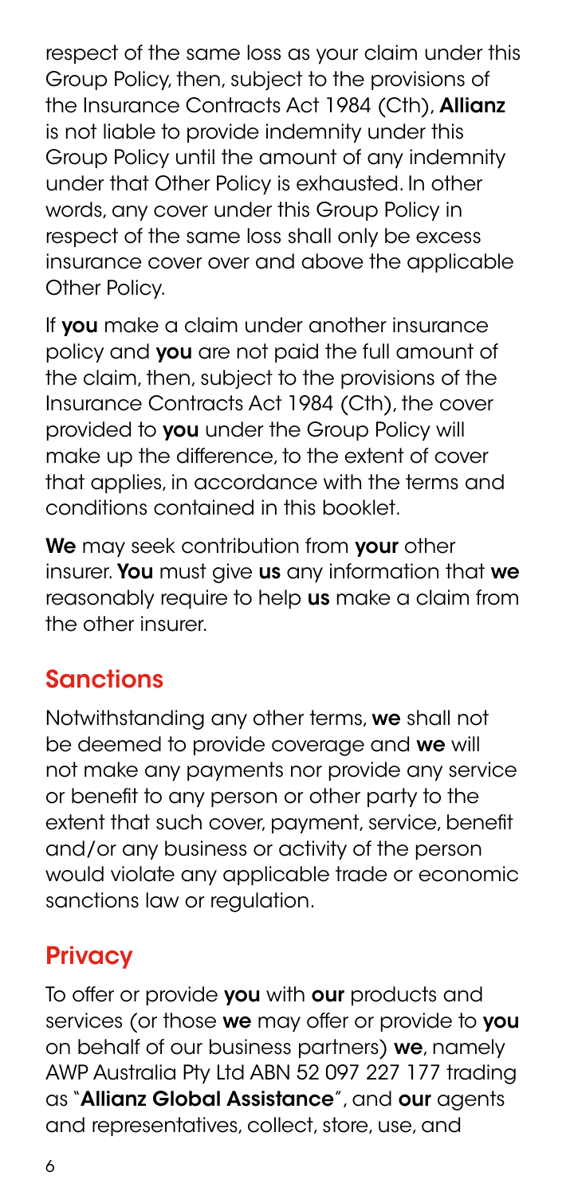respect of the same loss as your claim under this Group Policy, then, subject to the provisions of the Insurance Contracts Act 1984 (Cth), **Allianz** is not liable to provide indemnity under this Group Policy until the amount of any indemnity under that Other Policy is exhausted. In other words, any cover under this Group Policy in respect of the same loss shall only be excess insurance cover over and above the applicable Other Policy.

If **you** make a claim under another insurance policy and **you** are not paid the full amount of the claim, then, subject to the provisions of the Insurance Contracts Act 1984 (Cth), the cover provided to **you** under the Group Policy will make up the difference, to the extent of cover that applies, in accordance with the terms and conditions contained in this booklet.

**We** may seek contribution from **your** other insurer. **You** must give **us** any information that **we** reasonably require to help **us** make a claim from the other insurer.

## Sanctions

Notwithstanding any other terms, **we** shall not be deemed to provide coverage and **we** will not make any payments nor provide any service or benefit to any person or other party to the extent that such cover, payment, service, benefit and/or any business or activity of the person would violate any applicable trade or economic sanctions law or regulation.

## Privacy

To offer or provide **you** with **our** products and services (or those **we** may offer or provide to **you** on behalf of our business partners) **we**, namely AWP Australia Pty Ltd ABN 52 097 227 177 trading as "**Allianz Global Assistance**", and **our** agents and representatives, collect, store, use, and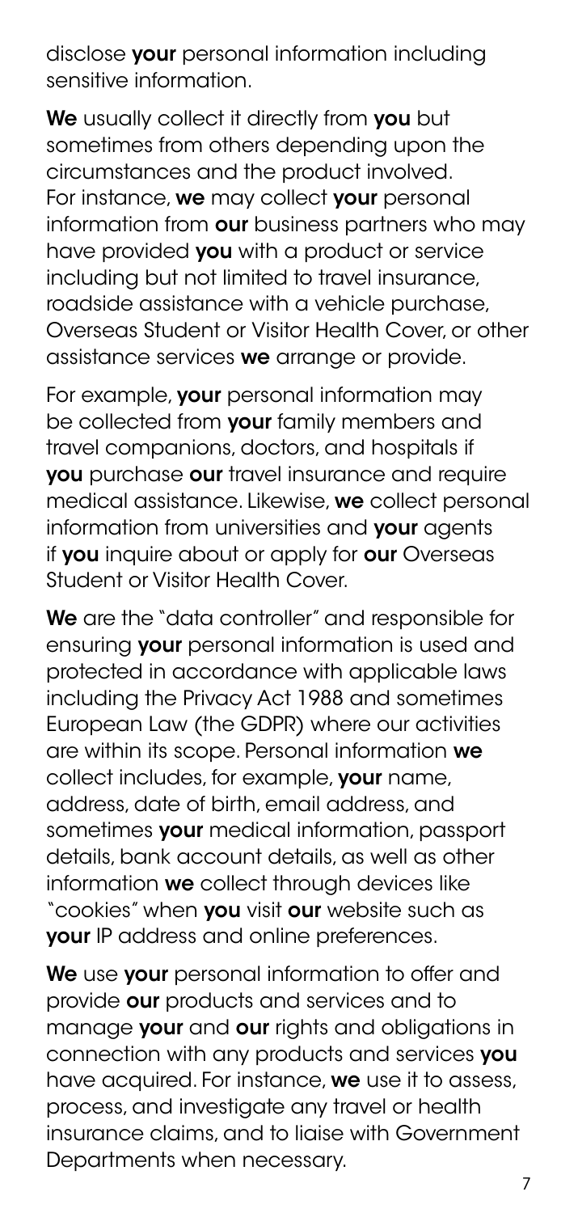disclose **your** personal information including sensitive information.

**We** usually collect it directly from **you** but sometimes from others depending upon the circumstances and the product involved. For instance, **we** may collect **your** personal information from **our** business partners who may have provided **you** with a product or service including but not limited to travel insurance, roadside assistance with a vehicle purchase, Overseas Student or Visitor Health Cover, or other assistance services **we** arrange or provide.

For example, **your** personal information may be collected from **your** family members and travel companions, doctors, and hospitals if **you** purchase **our** travel insurance and require medical assistance. Likewise, **we** collect personal information from universities and **your** agents if **you** inquire about or apply for **our** Overseas Student or Visitor Health Cover.

**We** are the "data controller" and responsible for ensuring **your** personal information is used and protected in accordance with applicable laws including the Privacy Act 1988 and sometimes European Law (the GDPR) where our activities are within its scope. Personal information **we** collect includes, for example, **your** name, address, date of birth, email address, and sometimes **your** medical information, passport details, bank account details, as well as other information **we** collect through devices like "cookies" when **you** visit **our** website such as **your** IP address and online preferences.

**We** use **your** personal information to offer and provide **our** products and services and to manage **your** and **our** rights and obligations in connection with any products and services **you** have acquired. For instance, **we** use it to assess, process, and investigate any travel or health insurance claims, and to liaise with Government Departments when necessary.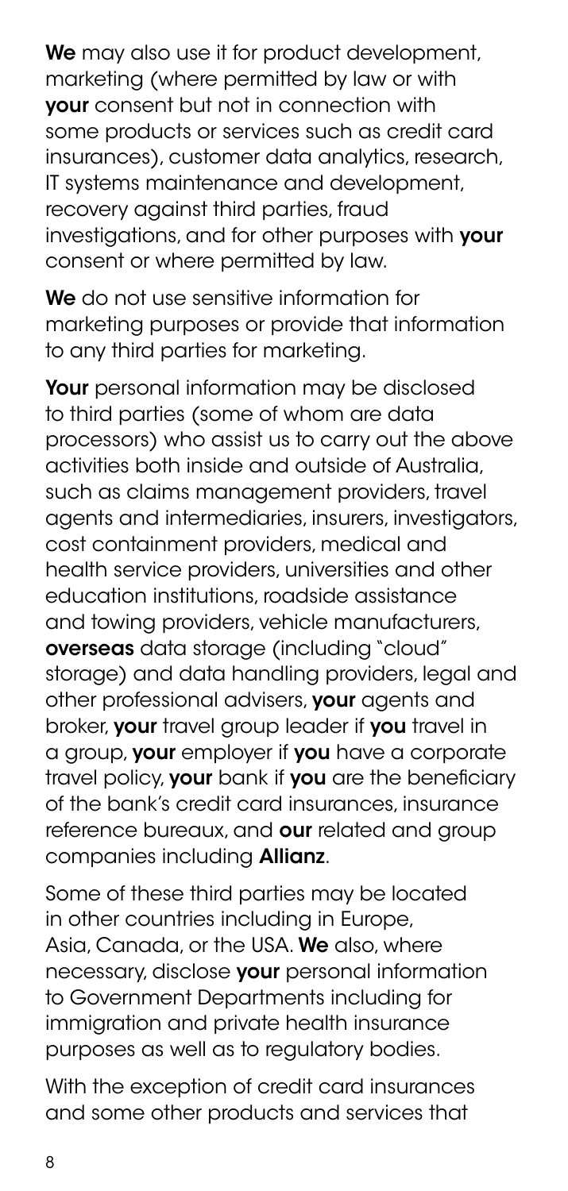**We** may also use it for product development, marketing (where permitted by law or with **your** consent but not in connection with some products or services such as credit card insurances), customer data analytics, research, IT systems maintenance and development, recovery against third parties, fraud investigations, and for other purposes with **your** consent or where permitted by law.

**We** do not use sensitive information for marketing purposes or provide that information to any third parties for marketing.

**Your** personal information may be disclosed to third parties (some of whom are data processors) who assist us to carry out the above activities both inside and outside of Australia, such as claims management providers, travel agents and intermediaries, insurers, investigators, cost containment providers, medical and health service providers, universities and other education institutions, roadside assistance and towing providers, vehicle manufacturers, **overseas** data storage (including "cloud" storage) and data handling providers, legal and other professional advisers, **your** agents and broker, **your** travel group leader if **you** travel in a group, **your** employer if **you** have a corporate travel policy, **your** bank if **you** are the beneficiary of the bank's credit card insurances, insurance reference bureaux, and **our** related and group companies including **Allianz**.

Some of these third parties may be located in other countries including in Europe, Asia, Canada, or the USA. **We** also, where necessary, disclose **your** personal information to Government Departments including for immigration and private health insurance purposes as well as to regulatory bodies.

With the exception of credit card insurances and some other products and services that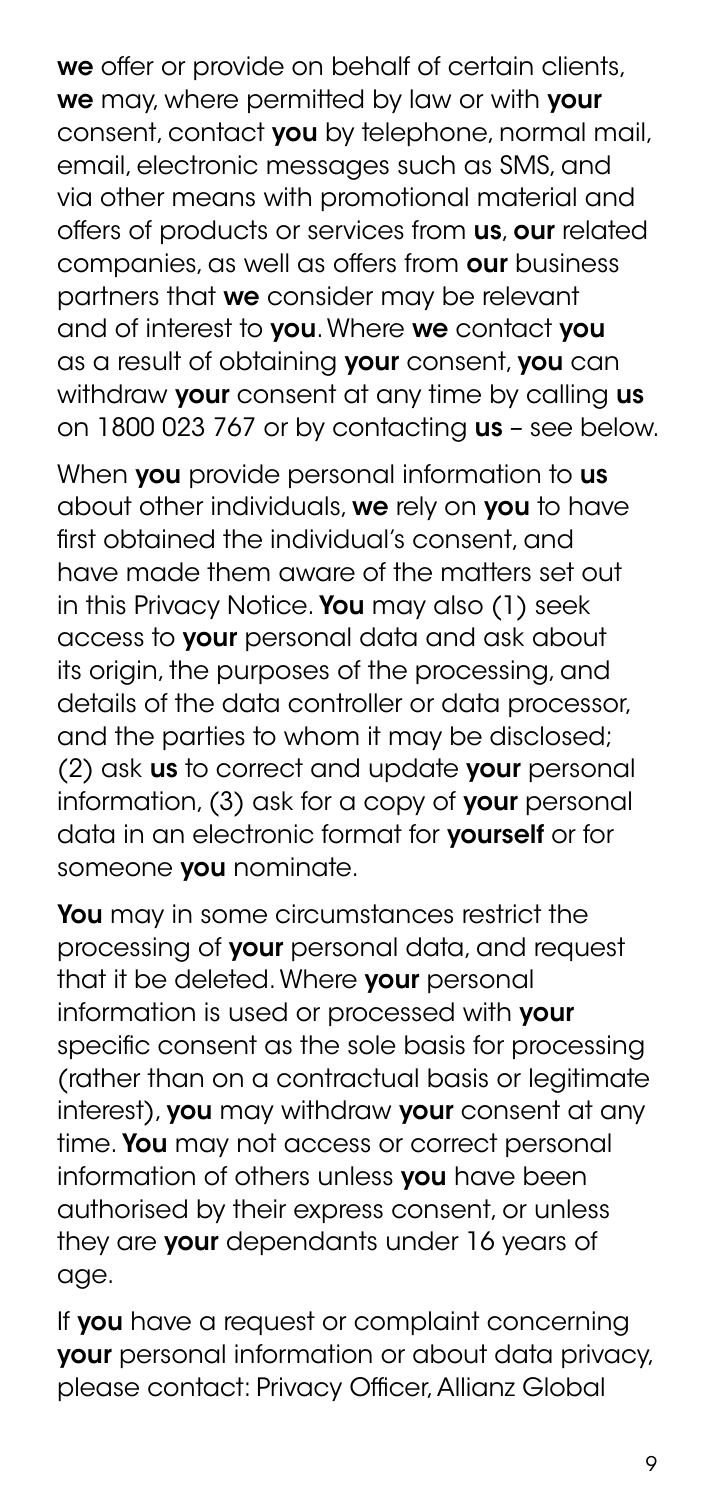**we** offer or provide on behalf of certain clients, **we** may, where permitted by law or with **your** consent, contact **you** by telephone, normal mail, email, electronic messages such as SMS, and via other means with promotional material and offers of products or services from **us**, **our** related companies, as well as offers from **our** business partners that **we** consider may be relevant and of interest to **you**. Where **we** contact **you** as a result of obtaining **your** consent, **you** can withdraw **your** consent at any time by calling **us** on 1800 023 767 or by contacting **us** – see below.

When **you** provide personal information to **us** about other individuals, **we** rely on **you** to have first obtained the individual's consent, and have made them aware of the matters set out in this Privacy Notice. **You** may also (1) seek access to **your** personal data and ask about its origin, the purposes of the processing, and details of the data controller or data processor, and the parties to whom it may be disclosed; (2) ask **us** to correct and update **your** personal information, (3) ask for a copy of **your** personal data in an electronic format for **yourself** or for someone **you** nominate.

**You** may in some circumstances restrict the processing of **your** personal data, and request that it be deleted. Where **your** personal information is used or processed with **your** specific consent as the sole basis for processing (rather than on a contractual basis or legitimate interest), **you** may withdraw **your** consent at any time. **You** may not access or correct personal information of others unless **you** have been authorised by their express consent, or unless they are **your** dependants under 16 years of age.

If **you** have a request or complaint concerning **your** personal information or about data privacy, please contact: Privacy Officer, Allianz Global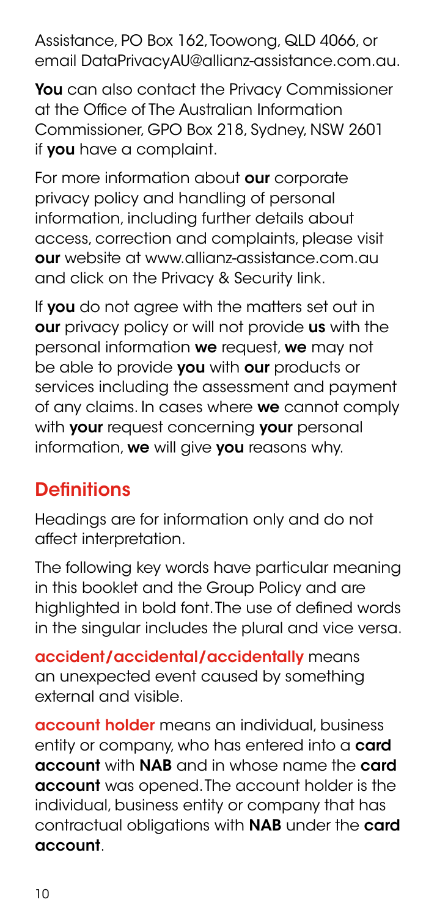Assistance, PO Box 162, Toowong, QLD 4066, or email DataPrivacyAU@allianz-assistance.com.au.

**You** can also contact the Privacy Commissioner at the Office of The Australian Information Commissioner, GPO Box 218, Sydney, NSW 2601 if **you** have a complaint.

For more information about **our** corporate privacy policy and handling of personal information, including further details about access, correction and complaints, please visit **our** website at www.allianz-assistance.com.au and click on the Privacy & Security link.

If **you** do not agree with the matters set out in **our** privacy policy or will not provide **us** with the personal information **we** request, **we** may not be able to provide **you** with **our** products or services including the assessment and payment of any claims. In cases where **we** cannot comply with **your** request concerning **your** personal information, **we** will give **you** reasons why.

## Definitions

Headings are for information only and do not affect interpretation.

The following key words have particular meaning in this booklet and the Group Policy and are highlighted in bold font. The use of defined words in the singular includes the plural and vice versa.

**accident/accidental/accidentally** means an unexpected event caused by something external and visible.

**account holder** means an individual, business entity or company, who has entered into a **card account** with **NAB** and in whose name the **card account** was opened. The account holder is the individual, business entity or company that has contractual obligations with **NAB** under the **card account**.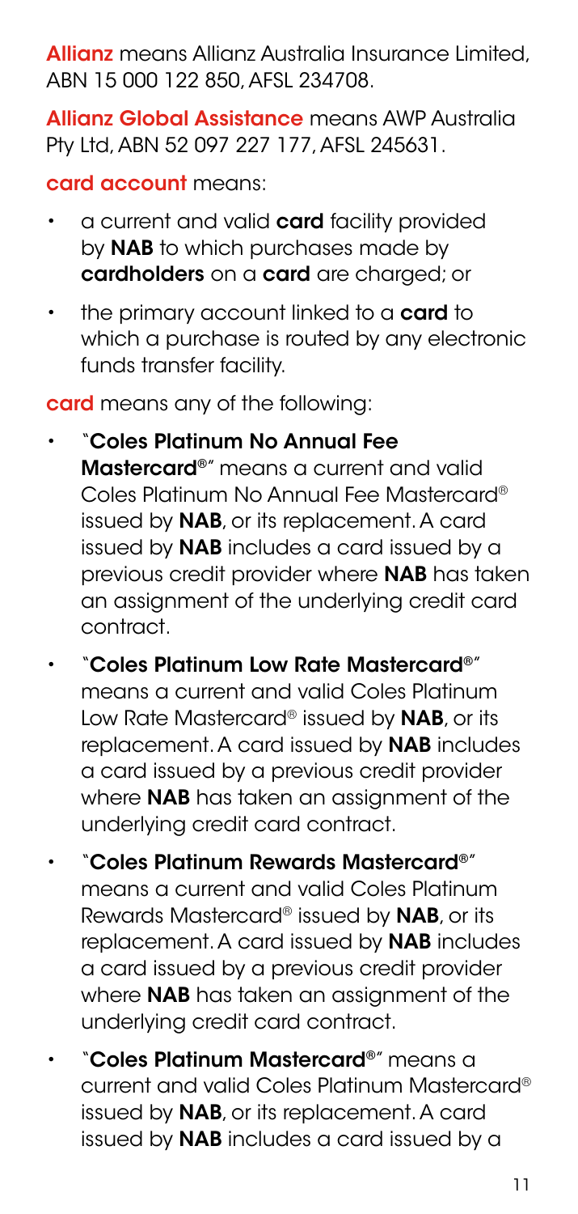**Allianz** means Allianz Australia Insurance Limited, ABN 15 000 122 850, AFSL 234708.

**Allianz Global Assistance** means AWP Australia Pty Ltd, ABN 52 097 227 177, AFSL 245631.

**card account** means:

- a current and valid **card** facility provided by **NAB** to which purchases made by **cardholders** on a **card** are charged; or
- the primary account linked to a **card** to which a purchase is routed by any electronic funds transfer facility.

**card** means any of the following:

- "**Coles Platinum No Annual Fee Mastercard®**" means a current and valid Coles Platinum No Annual Fee Mastercard® issued by **NAB**, or its replacement. A card issued by **NAB** includes a card issued by a previous credit provider where **NAB** has taken an assignment of the underlying credit card contract.
- "**Coles Platinum Low Rate Mastercard®**" means a current and valid Coles Platinum Low Rate Mastercard® issued by **NAB**, or its replacement. A card issued by **NAB** includes a card issued by a previous credit provider where **NAB** has taken an assignment of the underlying credit card contract.
- "**Coles Platinum Rewards Mastercard®**" means a current and valid Coles Platinum Rewards Mastercard® issued by **NAB**, or its replacement. A card issued by **NAB** includes a card issued by a previous credit provider where **NAB** has taken an assignment of the underlying credit card contract.
- "**Coles Platinum Mastercard®**" means a current and valid Coles Platinum Mastercard® issued by **NAB**, or its replacement. A card issued by **NAB** includes a card issued by a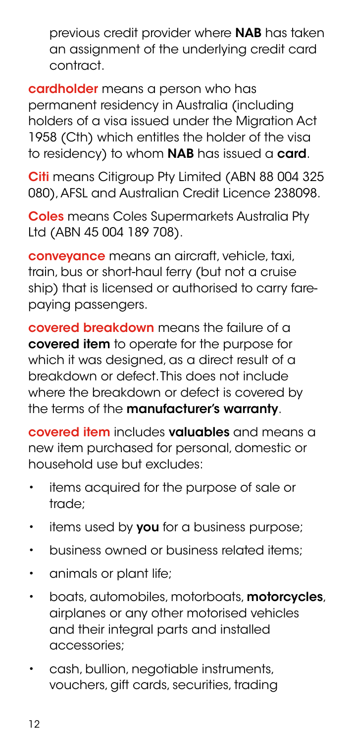previous credit provider where **NAB** has taken an assignment of the underlying credit card contract.

**cardholder** means a person who has permanent residency in Australia (including holders of a visa issued under the Migration Act 1958 (Cth) which entitles the holder of the visa to residency) to whom **NAB** has issued a **card**.

**Citi** means Citigroup Pty Limited (ABN 88 004 325 080), AFSL and Australian Credit Licence 238098.

**Coles** means Coles Supermarkets Australia Pty Ltd (ABN 45 004 189 708).

**conveyance** means an aircraft, vehicle, taxi, train, bus or short-haul ferry (but not a cruise ship) that is licensed or authorised to carry fare-paying passengers.

**covered breakdown** means the failure of a **covered item** to operate for the purpose for which it was designed, as a direct result of a breakdown or defect. This does not include where the breakdown or defect is covered by the terms of the **manufacturer's warranty**.

**covered item** includes **valuables** and means a new item purchased for personal, domestic or household use but excludes:

- items acquired for the purpose of sale or trade;
- items used by **you** for a business purpose;
- business owned or business related items;
- animals or plant life;
- boats, automobiles, motorboats, **motorcycles**, airplanes or any other motorised vehicles and their integral parts and installed accessories;
- cash, bullion, negotiable instruments, vouchers, gift cards, securities, trading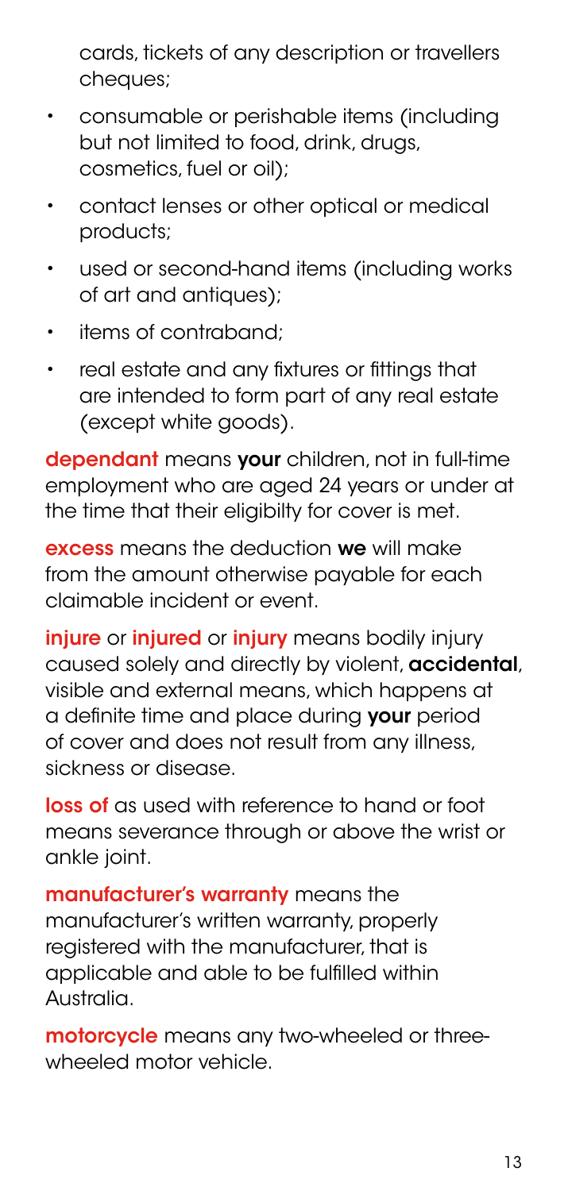cards, tickets of any description or travellers cheques;

- consumable or perishable items (including but not limited to food, drink, drugs, cosmetics, fuel or oil);
- contact lenses or other optical or medical products;
- used or second-hand items (including works of art and antiques);
- items of contraband;
- real estate and any fixtures or fittings that are intended to form part of any real estate (except white goods).

**dependant** means **your** children, not in full-time employment who are aged 24 years or under at the time that their eligibilty for cover is met.

**excess** means the deduction **we** will make from the amount otherwise payable for each claimable incident or event.

**injure** or **injured** or **injury** means bodily injury caused solely and directly by violent, **accidental**, visible and external means, which happens at a definite time and place during **your** period of cover and does not result from any illness, sickness or disease.

**loss of** as used with reference to hand or foot means severance through or above the wrist or ankle joint.

**manufacturer's warranty** means the manufacturer's written warranty, properly registered with the manufacturer, that is applicable and able to be fulfilled within Australia.

**motorcycle** means any two-wheeled or three-wheeled motor vehicle.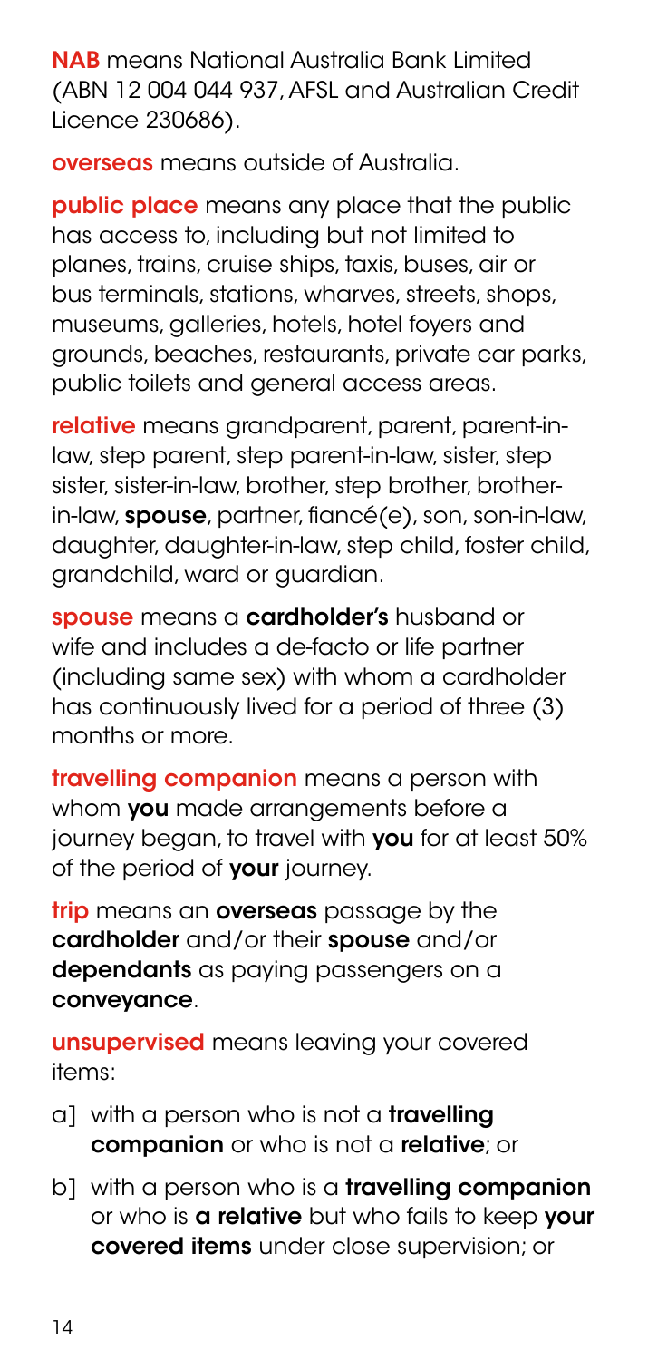**NAB** means National Australia Bank Limited (ABN 12 004 044 937, AFSL and Australian Credit Licence 230686).

**overseas** means outside of Australia.

**public place** means any place that the public has access to, including but not limited to planes, trains, cruise ships, taxis, buses, air or bus terminals, stations, wharves, streets, shops, museums, galleries, hotels, hotel foyers and grounds, beaches, restaurants, private car parks, public toilets and general access areas.

**relative** means grandparent, parent, parent-in-law, step parent, step parent-in-law, sister, step sister, sister-in-law, brother, step brother, brother-in-law, **spouse**, partner, fiancé(e), son, son-in-law, daughter, daughter-in-law, step child, foster child, grandchild, ward or guardian.

**spouse** means a **cardholder's** husband or wife and includes a de-facto or life partner (including same sex) with whom a cardholder has continuously lived for a period of three (3) months or more.

**travelling companion** means a person with whom **you** made arrangements before a journey began, to travel with **you** for at least 50% of the period of **your** journey.

**trip** means an **overseas** passage by the **cardholder** and/or their **spouse** and/or **dependants** as paying passengers on a **conveyance**.

**unsupervised** means leaving your covered items:

a] with a person who is not a **travelling companion** or who is not a **relative**; or

b] with a person who is a **travelling companion** or who is **a relative** but who fails to keep **your covered items** under close supervision; or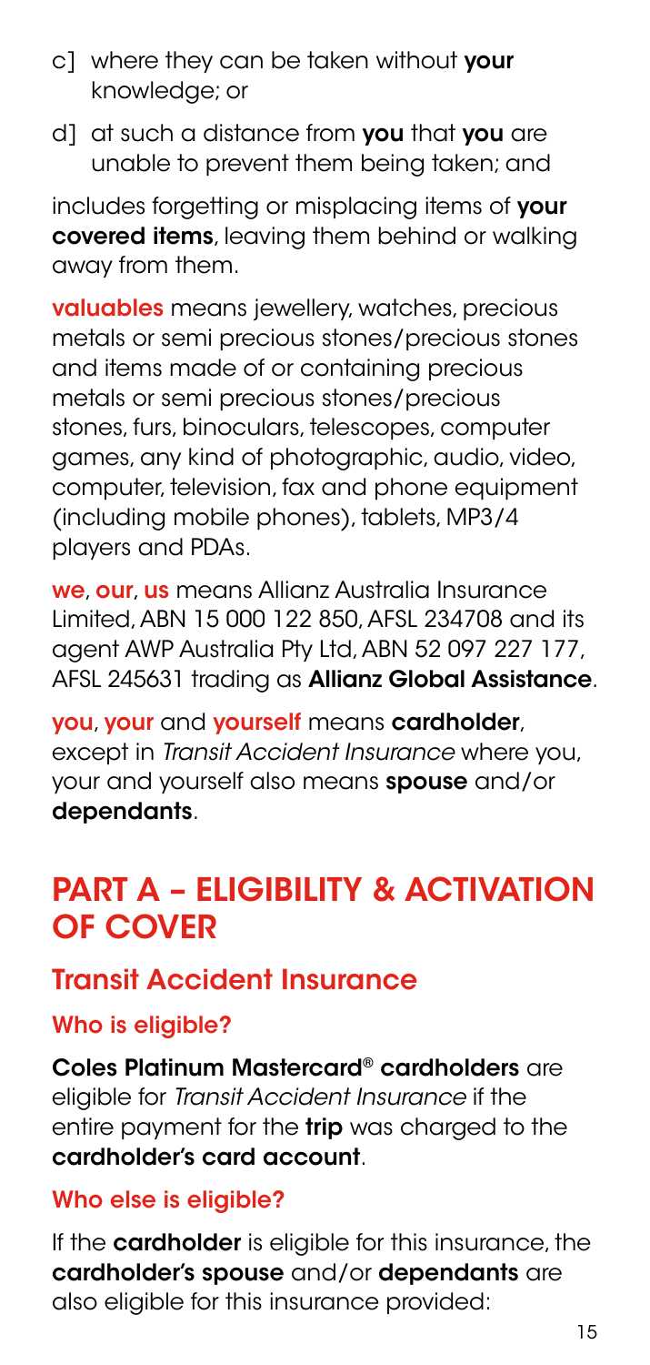c] where they can be taken without **your** knowledge; or

d] at such a distance from **you** that **you** are unable to prevent them being taken; and

includes forgetting or misplacing items of **your covered items**, leaving them behind or walking away from them.

**valuables** means jewellery, watches, precious metals or semi precious stones/precious stones and items made of or containing precious metals or semi precious stones/precious stones, furs, binoculars, telescopes, computer games, any kind of photographic, audio, video, computer, television, fax and phone equipment (including mobile phones), tablets, MP3/4 players and PDAs.

**we**, **our**, **us** means Allianz Australia Insurance Limited, ABN 15 000 122 850, AFSL 234708 and its agent AWP Australia Pty Ltd, ABN 52 097 227 177, AFSL 245631 trading as **Allianz Global Assistance**.

**you**, **your** and **yourself** means **cardholder**, except in *Transit Accident Insurance* where you, your and yourself also means **spouse** and/or **dependants**.

# PART A – ELIGIBILITY & ACTIVATION OF COVER

## Transit Accident Insurance

### Who is eligible?

**Coles Platinum Mastercard® cardholders** are eligible for *Transit Accident Insurance* if the entire payment for the **trip** was charged to the **cardholder's card account**.

### Who else is eligible?

If the **cardholder** is eligible for this insurance, the **cardholder's spouse** and/or **dependants** are also eligible for this insurance provided: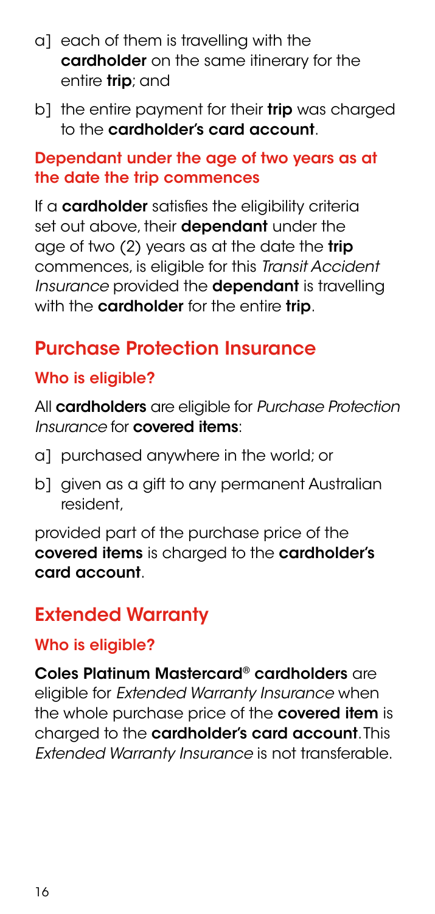a] each of them is travelling with the **cardholder** on the same itinerary for the entire **trip**; and

b] the entire payment for their **trip** was charged to the **cardholder's card account**.

### Dependant under the age of two years as at the date the trip commences

If a **cardholder** satisfies the eligibility criteria set out above, their **dependant** under the age of two (2) years as at the date the **trip** commences, is eligible for this *Transit Accident Insurance* provided the **dependant** is travelling with the **cardholder** for the entire **trip**.

## Purchase Protection Insurance

### Who is eligible?

All **cardholders** are eligible for *Purchase Protection Insurance* for **covered items**:

a] purchased anywhere in the world; or

b] given as a gift to any permanent Australian resident,

provided part of the purchase price of the **covered items** is charged to the **cardholder's card account**.

## Extended Warranty

### Who is eligible?

**Coles Platinum Mastercard® cardholders** are eligible for *Extended Warranty Insurance* when the whole purchase price of the **covered item** is charged to the **cardholder's card account**. This *Extended Warranty Insurance* is not transferable.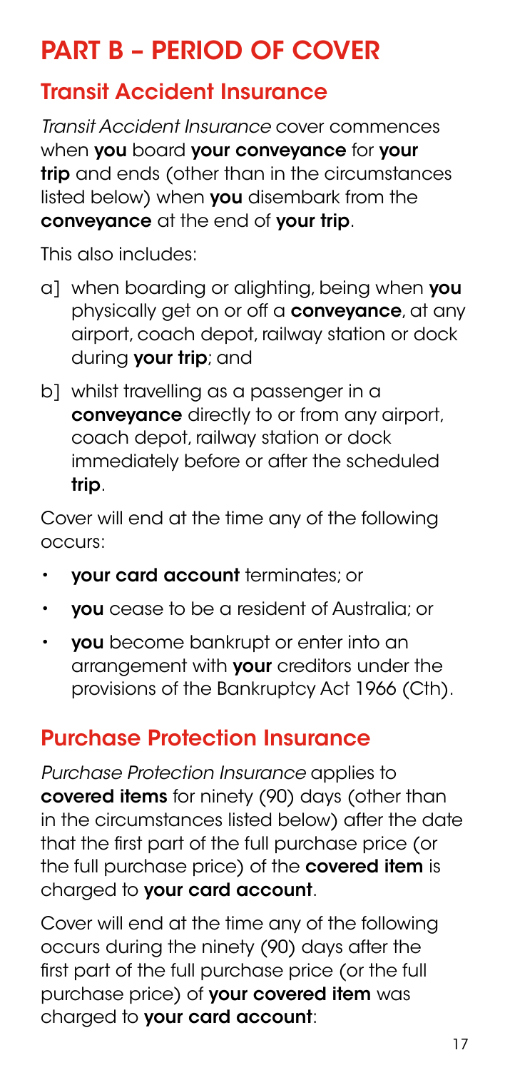# PART B – PERIOD OF COVER

## Transit Accident Insurance

*Transit Accident Insurance* cover commences when **you** board **your conveyance** for **your trip** and ends (other than in the circumstances listed below) when **you** disembark from the **conveyance** at the end of **your trip**.

This also includes:

a] when boarding or alighting, being when **you** physically get on or off a **conveyance**, at any airport, coach depot, railway station or dock during **your trip**; and

b] whilst travelling as a passenger in a **conveyance** directly to or from any airport, coach depot, railway station or dock immediately before or after the scheduled **trip**.

Cover will end at the time any of the following occurs:

- **your card account** terminates; or
- **you** cease to be a resident of Australia; or
- **you** become bankrupt or enter into an arrangement with **your** creditors under the provisions of the Bankruptcy Act 1966 (Cth).

## Purchase Protection Insurance

*Purchase Protection Insurance* applies to **covered items** for ninety (90) days (other than in the circumstances listed below) after the date that the first part of the full purchase price (or the full purchase price) of the **covered item** is charged to **your card account**.

Cover will end at the time any of the following occurs during the ninety (90) days after the first part of the full purchase price (or the full purchase price) of **your covered item** was charged to **your card account**: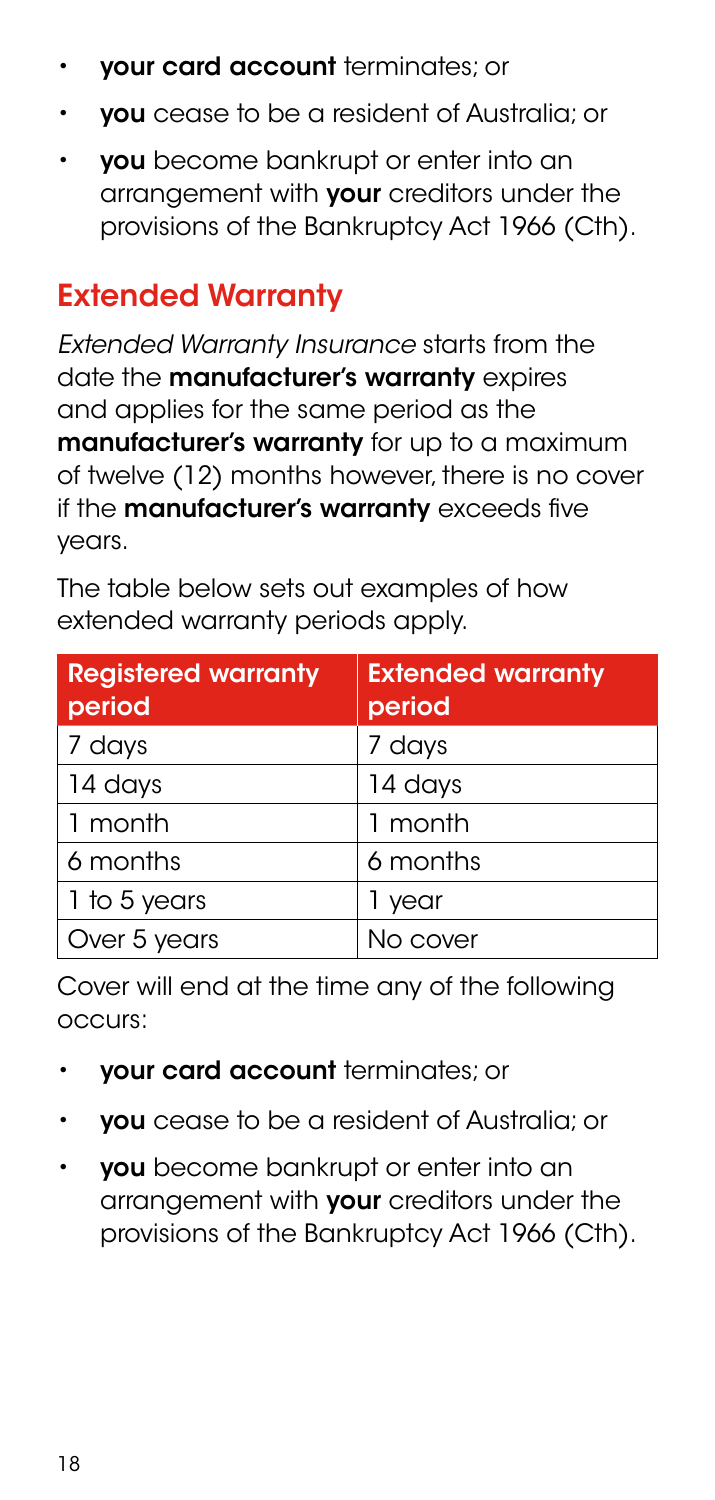- **your card account** terminates; or
- **you** cease to be a resident of Australia; or
- **you** become bankrupt or enter into an arrangement with **your** creditors under the provisions of the Bankruptcy Act 1966 (Cth).

## Extended Warranty

*Extended Warranty Insurance* starts from the date the **manufacturer's warranty** expires and applies for the same period as the **manufacturer's warranty** for up to a maximum of twelve (12) months however, there is no cover if the **manufacturer's warranty** exceeds five years.

The table below sets out examples of how extended warranty periods apply.

| Registered warranty period | Extended warranty period |
|---|---|
| 7 days | 7 days |
| 14 days | 14 days |
| 1 month | 1 month |
| 6 months | 6 months |
| 1 to 5 years | 1 year |
| Over 5 years | No cover |

Cover will end at the time any of the following occurs:

- **your card account** terminates; or
- **you** cease to be a resident of Australia; or
- **you** become bankrupt or enter into an arrangement with **your** creditors under the provisions of the Bankruptcy Act 1966 (Cth).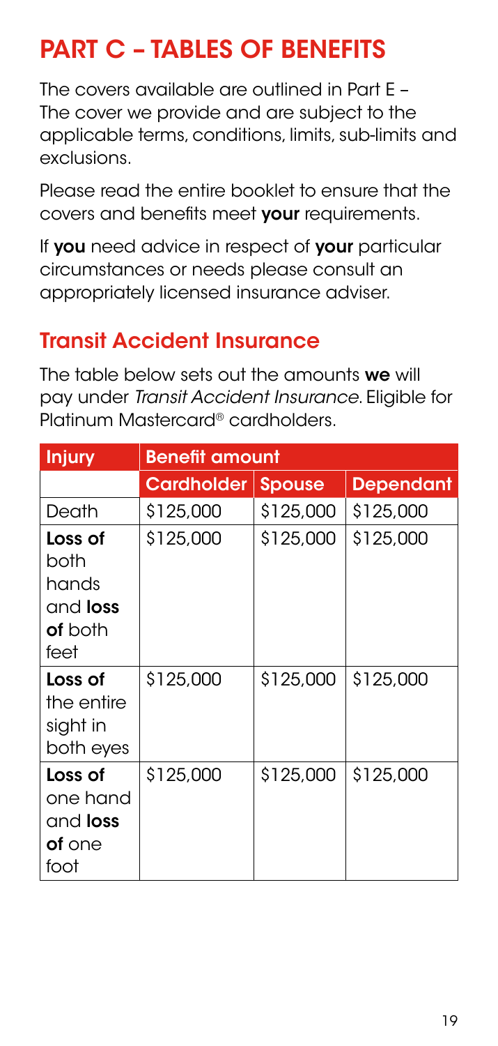# PART C – TABLES OF BENEFITS

The covers available are outlined in Part E – The cover we provide and are subject to the applicable terms, conditions, limits, sub-limits and exclusions.

Please read the entire booklet to ensure that the covers and benefits meet **your** requirements.

If **you** need advice in respect of **your** particular circumstances or needs please consult an appropriately licensed insurance adviser.

## Transit Accident Insurance

The table below sets out the amounts **we** will pay under *Transit Accident Insurance*. Eligible for Platinum Mastercard® cardholders.

| Injury | Benefit amount | | |
|---|---|---|---|
| | Cardholder | Spouse | Dependant |
| Death | $125,000 | $125,000 | $125,000 |
| **Loss of** both hands and **loss of** both feet | $125,000 | $125,000 | $125,000 |
| **Loss of** the entire sight in both eyes | $125,000 | $125,000 | $125,000 |
| **Loss of** one hand and **loss of** one foot | $125,000 | $125,000 | $125,000 |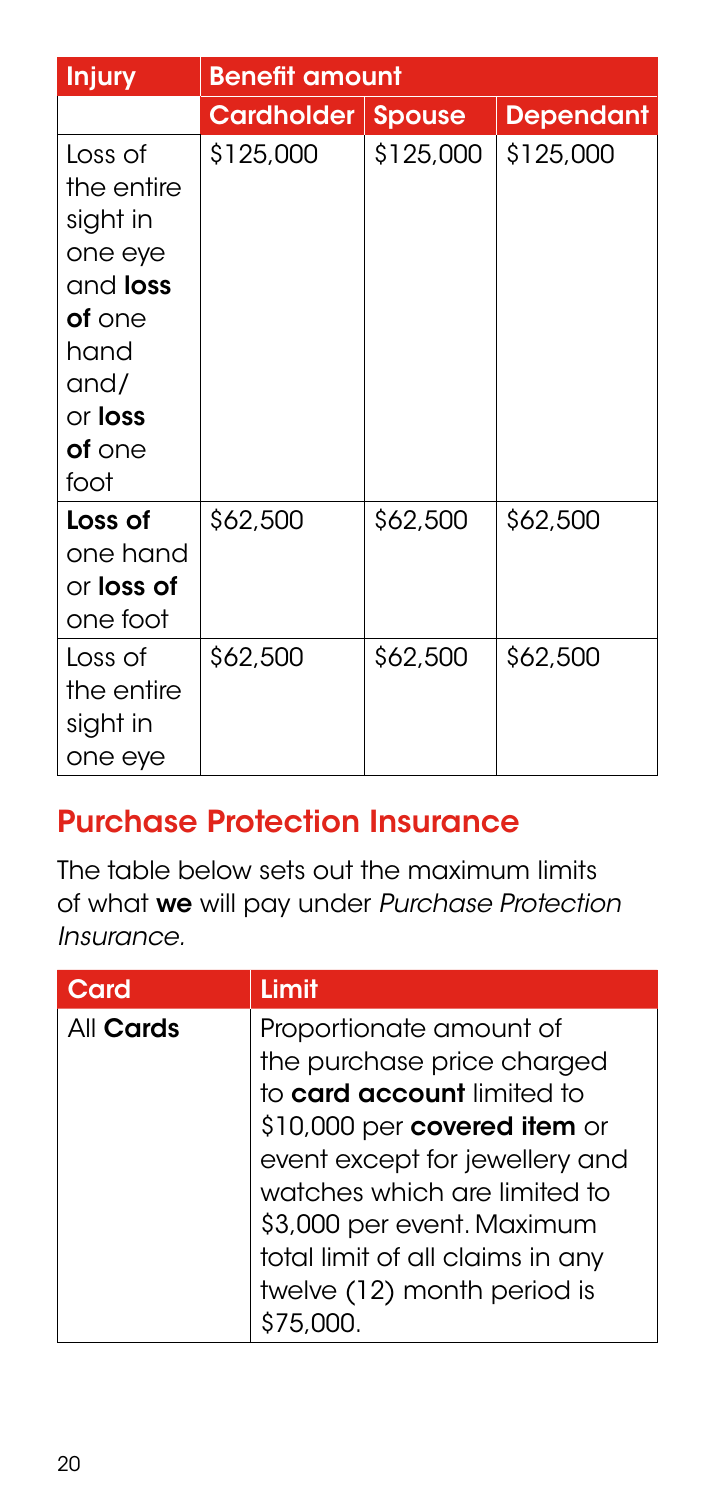| Injury | Benefit amount | | |
|---|---|---|---|
| | Cardholder | Spouse | Dependant |
| Loss of the entire sight in one eye and **loss of** one hand and/ or **loss of** one foot | $125,000 | $125,000 | $125,000 |
| **Loss of** one hand or **loss of** one foot | $62,500 | $62,500 | $62,500 |
| Loss of the entire sight in one eye | $62,500 | $62,500 | $62,500 |

## Purchase Protection Insurance

The table below sets out the maximum limits of what **we** will pay under *Purchase Protection Insurance.*

| Card | Limit |
|---|---|
| All **Cards** | Proportionate amount of the purchase price charged to **card account** limited to $10,000 per **covered item** or event except for jewellery and watches which are limited to $3,000 per event. Maximum total limit of all claims in any twelve (12) month period is $75,000. |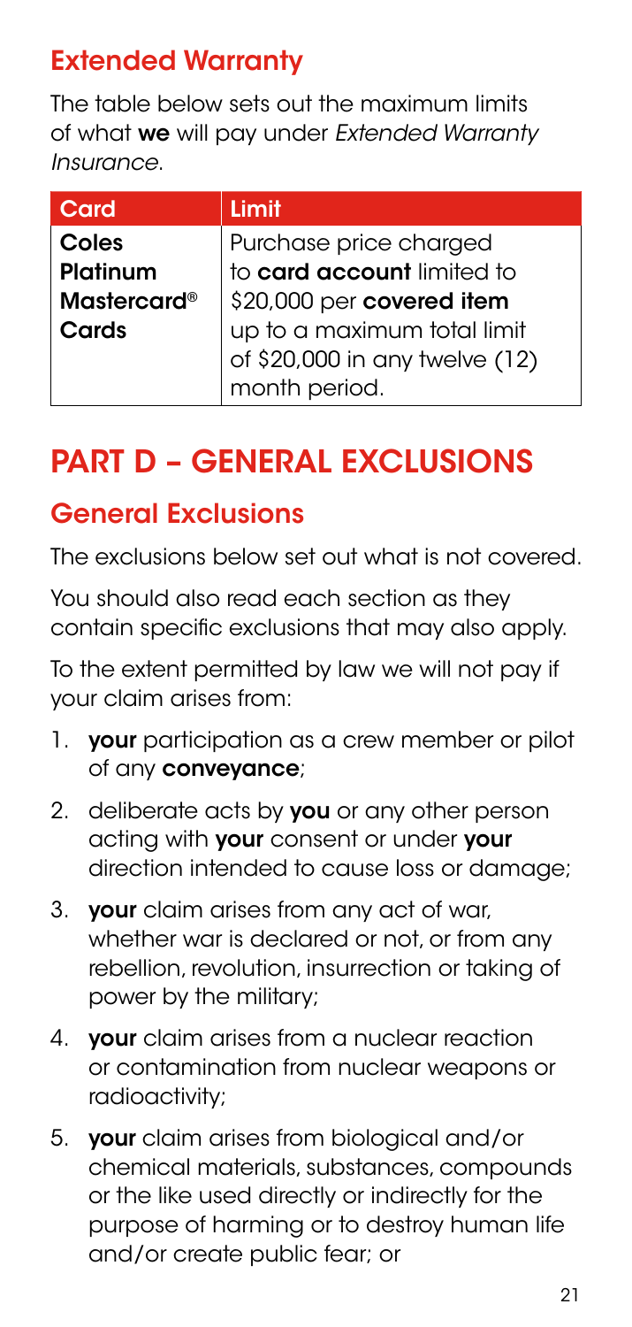## Extended Warranty

The table below sets out the maximum limits of what **we** will pay under *Extended Warranty Insurance*.

| Card | Limit |
| --- | --- |
| **Coles Platinum Mastercard® Cards** | Purchase price charged to **card account** limited to $20,000 per **covered item** up to a maximum total limit of $20,000 in any twelve (12) month period. |

# PART D – GENERAL EXCLUSIONS

## General Exclusions

The exclusions below set out what is not covered.

You should also read each section as they contain specific exclusions that may also apply.

To the extent permitted by law we will not pay if your claim arises from:

1. **your** participation as a crew member or pilot of any **conveyance**;
2. deliberate acts by **you** or any other person acting with **your** consent or under **your** direction intended to cause loss or damage;
3. **your** claim arises from any act of war, whether war is declared or not, or from any rebellion, revolution, insurrection or taking of power by the military;
4. **your** claim arises from a nuclear reaction or contamination from nuclear weapons or radioactivity;
5. **your** claim arises from biological and/or chemical materials, substances, compounds or the like used directly or indirectly for the purpose of harming or to destroy human life and/or create public fear; or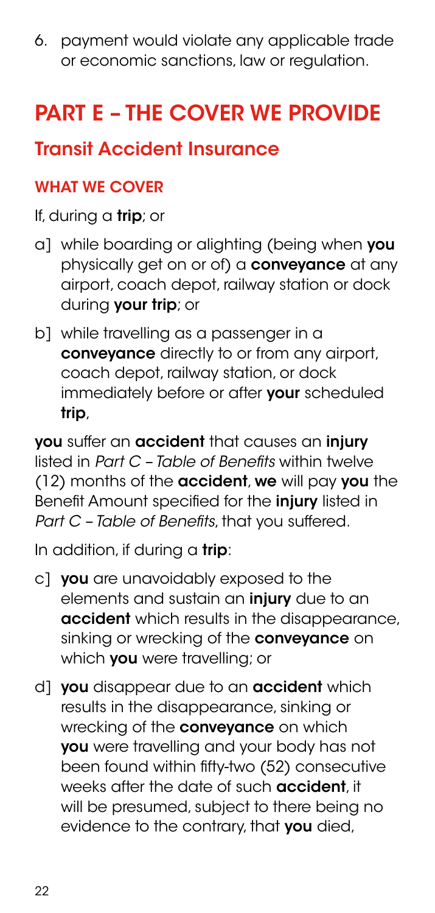6. payment would violate any applicable trade or economic sanctions, law or regulation.

# PART E – THE COVER WE PROVIDE

## Transit Accident Insurance

### WHAT WE COVER

If, during a **trip**; or

a] while boarding or alighting (being when **you** physically get on or of) a **conveyance** at any airport, coach depot, railway station or dock during **your trip**; or

b] while travelling as a passenger in a **conveyance** directly to or from any airport, coach depot, railway station, or dock immediately before or after **your** scheduled **trip**,

**you** suffer an **accident** that causes an **injury** listed in *Part C – Table of Benefits* within twelve (12) months of the **accident**, **we** will pay **you** the Benefit Amount specified for the **injury** listed in *Part C – Table of Benefits*, that you suffered.

In addition, if during a **trip**:

c] **you** are unavoidably exposed to the elements and sustain an **injury** due to an **accident** which results in the disappearance, sinking or wrecking of the **conveyance** on which **you** were travelling; or

d] **you** disappear due to an **accident** which results in the disappearance, sinking or wrecking of the **conveyance** on which **you** were travelling and your body has not been found within fifty-two (52) consecutive weeks after the date of such **accident**, it will be presumed, subject to there being no evidence to the contrary, that **you** died,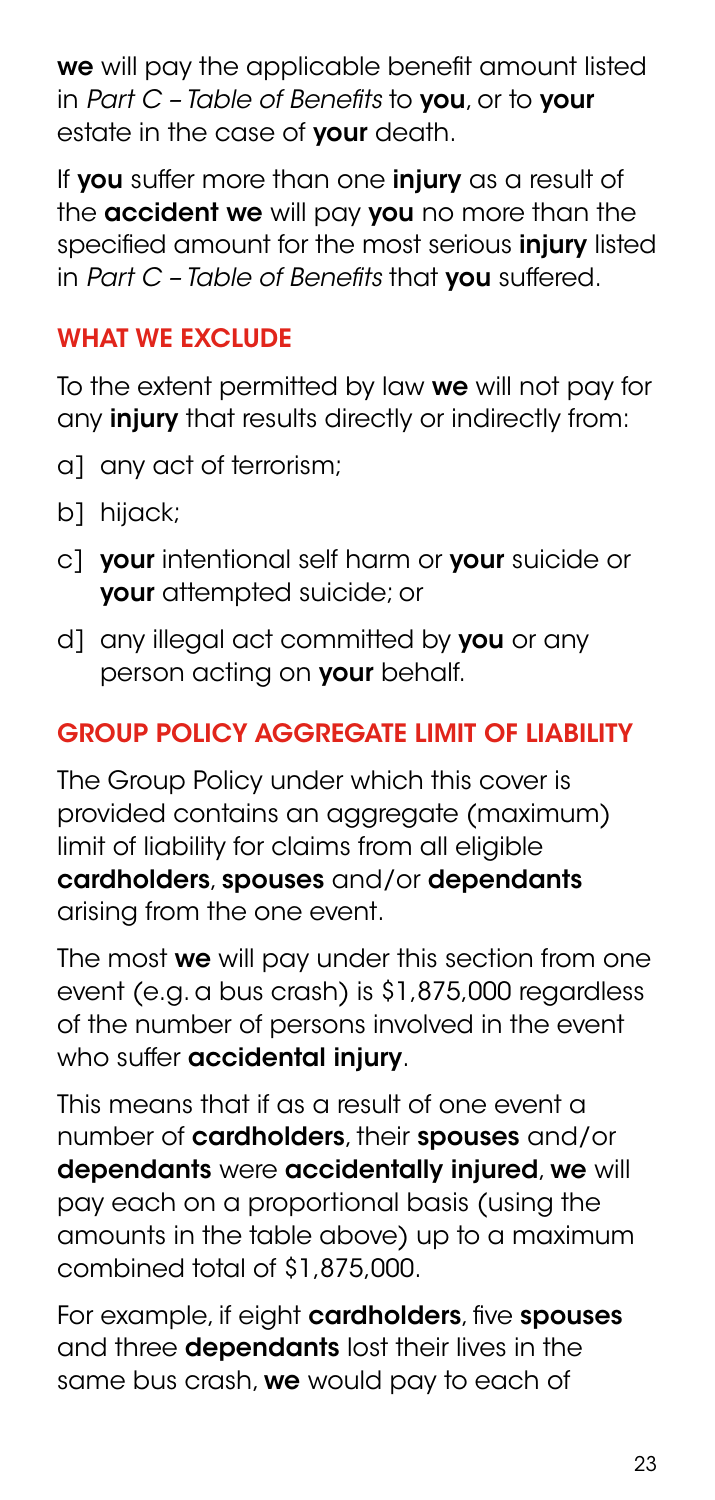**we** will pay the applicable benefit amount listed in *Part C – Table of Benefits* to **you**, or to **your** estate in the case of **your** death.

If **you** suffer more than one **injury** as a result of the **accident we** will pay **you** no more than the specified amount for the most serious **injury** listed in *Part C – Table of Benefits* that **you** suffered.

## WHAT WE EXCLUDE

To the extent permitted by law **we** will not pay for any **injury** that results directly or indirectly from:

a] any act of terrorism;

b] hijack;

c] **your** intentional self harm or **your** suicide or **your** attempted suicide; or

d] any illegal act committed by **you** or any person acting on **your** behalf.

## GROUP POLICY AGGREGATE LIMIT OF LIABILITY

The Group Policy under which this cover is provided contains an aggregate (maximum) limit of liability for claims from all eligible **cardholders**, **spouses** and/or **dependants** arising from the one event.

The most **we** will pay under this section from one event (e.g. a bus crash) is $1,875,000 regardless of the number of persons involved in the event who suffer **accidental injury**.

This means that if as a result of one event a number of **cardholders**, their **spouses** and/or **dependants** were **accidentally injured**, **we** will pay each on a proportional basis (using the amounts in the table above) up to a maximum combined total of $1,875,000.

For example, if eight **cardholders**, five **spouses** and three **dependants** lost their lives in the same bus crash, **we** would pay to each of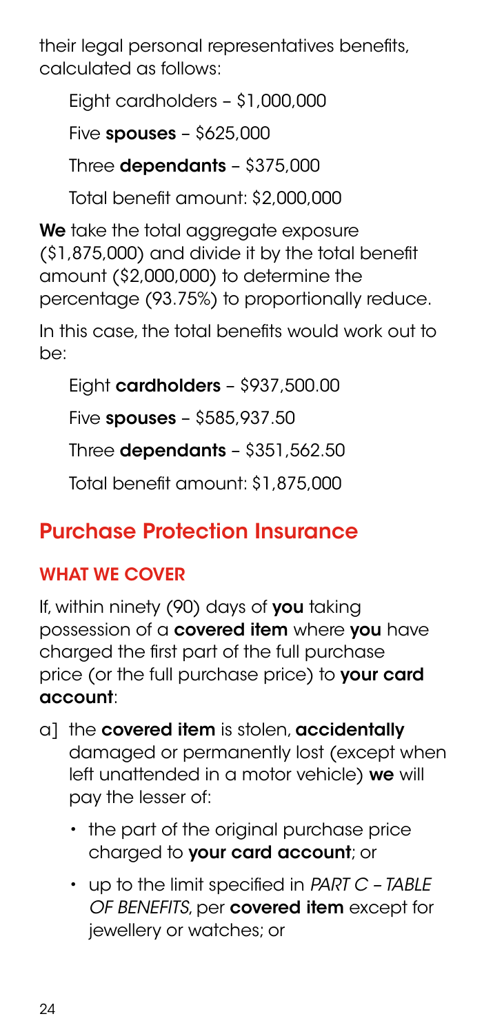their legal personal representatives benefits, calculated as follows:

Eight cardholders – $1,000,000

Five **spouses** – $625,000

Three **dependants** – $375,000

Total benefit amount: $2,000,000

**We** take the total aggregate exposure ($1,875,000) and divide it by the total benefit amount ($2,000,000) to determine the percentage (93.75%) to proportionally reduce.

In this case, the total benefits would work out to be:

Eight **cardholders** – $937,500.00

Five **spouses** – $585,937.50

Three **dependants** – $351,562.50

Total benefit amount: $1,875,000

## Purchase Protection Insurance

### WHAT WE COVER

If, within ninety (90) days of **you** taking possession of a **covered item** where **you** have charged the first part of the full purchase price (or the full purchase price) to **your card account**:

a] the **covered item** is stolen, **accidentally** damaged or permanently lost (except when left unattended in a motor vehicle) **we** will pay the lesser of:

- the part of the original purchase price charged to **your card account**; or
- up to the limit specified in *PART C – TABLE OF BENEFITS*, per **covered item** except for jewellery or watches; or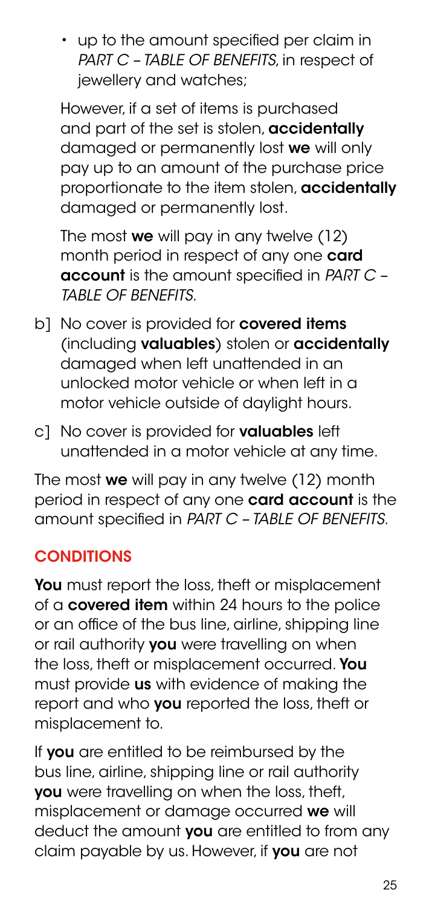- up to the amount specified per claim in *PART C – TABLE OF BENEFITS*, in respect of jewellery and watches;

  However, if a set of items is purchased and part of the set is stolen, **accidentally** damaged or permanently lost **we** will only pay up to an amount of the purchase price proportionate to the item stolen, **accidentally** damaged or permanently lost.

  The most **we** will pay in any twelve (12) month period in respect of any one **card account** is the amount specified in *PART C – TABLE OF BENEFITS*.

b] No cover is provided for **covered items** (including **valuables**) stolen or **accidentally** damaged when left unattended in an unlocked motor vehicle or when left in a motor vehicle outside of daylight hours.

c] No cover is provided for **valuables** left unattended in a motor vehicle at any time.

The most **we** will pay in any twelve (12) month period in respect of any one **card account** is the amount specified in *PART C – TABLE OF BENEFITS*.

## CONDITIONS

**You** must report the loss, theft or misplacement of a **covered item** within 24 hours to the police or an office of the bus line, airline, shipping line or rail authority **you** were travelling on when the loss, theft or misplacement occurred. **You** must provide **us** with evidence of making the report and who **you** reported the loss, theft or misplacement to.

If **you** are entitled to be reimbursed by the bus line, airline, shipping line or rail authority **you** were travelling on when the loss, theft, misplacement or damage occurred **we** will deduct the amount **you** are entitled to from any claim payable by us. However, if **you** are not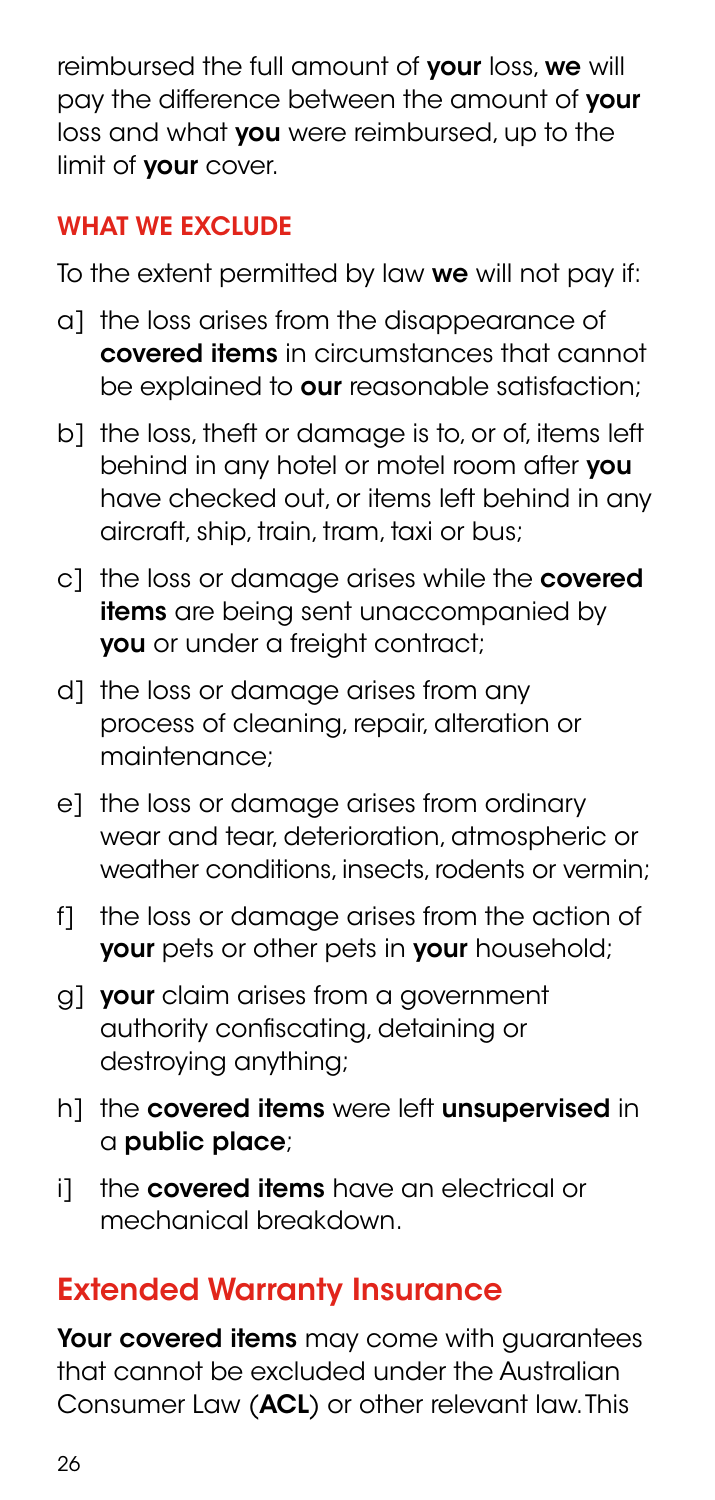reimbursed the full amount of **your** loss, **we** will pay the difference between the amount of **your** loss and what **you** were reimbursed, up to the limit of **your** cover.

### WHAT WE EXCLUDE

To the extent permitted by law **we** will not pay if:

a] the loss arises from the disappearance of **covered items** in circumstances that cannot be explained to **our** reasonable satisfaction;

b] the loss, theft or damage is to, or of, items left behind in any hotel or motel room after **you** have checked out, or items left behind in any aircraft, ship, train, tram, taxi or bus;

c] the loss or damage arises while the **covered items** are being sent unaccompanied by **you** or under a freight contract;

d] the loss or damage arises from any process of cleaning, repair, alteration or maintenance;

e] the loss or damage arises from ordinary wear and tear, deterioration, atmospheric or weather conditions, insects, rodents or vermin;

f] the loss or damage arises from the action of **your** pets or other pets in **your** household;

g] **your** claim arises from a government authority confiscating, detaining or destroying anything;

h] the **covered items** were left **unsupervised** in a **public place**;

i] the **covered items** have an electrical or mechanical breakdown.

## Extended Warranty Insurance

**Your covered items** may come with guarantees that cannot be excluded under the Australian Consumer Law (**ACL**) or other relevant law. This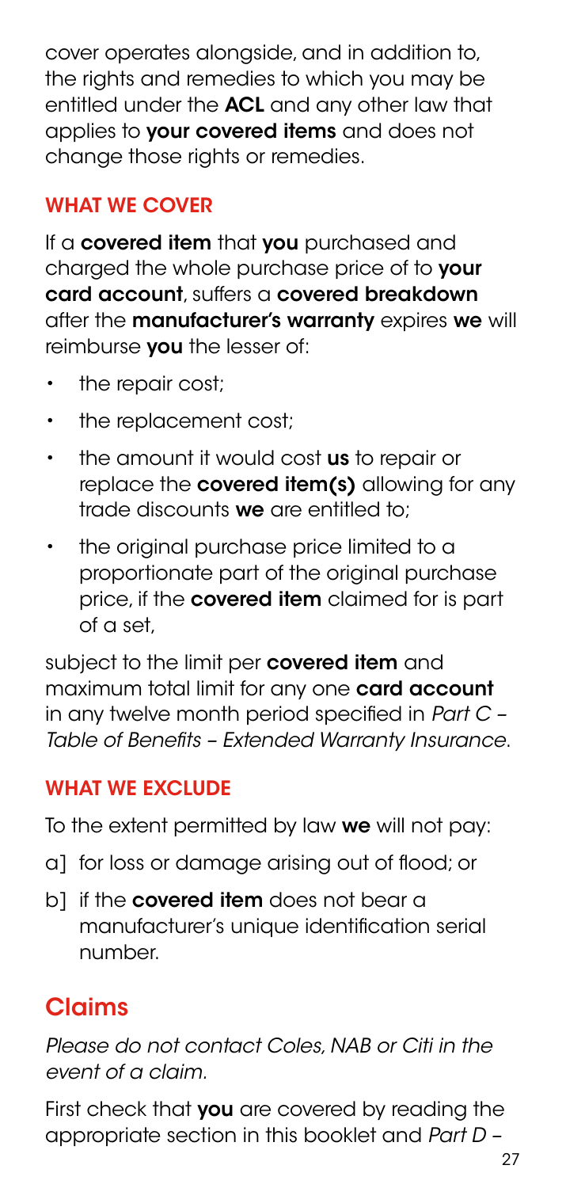cover operates alongside, and in addition to, the rights and remedies to which you may be entitled under the **ACL** and any other law that applies to **your covered items** and does not change those rights or remedies.

### WHAT WE COVER

If a **covered item** that **you** purchased and charged the whole purchase price of to **your card account**, suffers a **covered breakdown** after the **manufacturer's warranty** expires **we** will reimburse **you** the lesser of:

- the repair cost;
- the replacement cost;
- the amount it would cost **us** to repair or replace the **covered item(s)** allowing for any trade discounts **we** are entitled to;
- the original purchase price limited to a proportionate part of the original purchase price, if the **covered item** claimed for is part of a set,

subject to the limit per **covered item** and maximum total limit for any one **card account** in any twelve month period specified in *Part C – Table of Benefits – Extended Warranty Insurance.*

### WHAT WE EXCLUDE

To the extent permitted by law **we** will not pay:

a] for loss or damage arising out of flood; or

b] if the **covered item** does not bear a manufacturer's unique identification serial number.

## Claims

*Please do not contact Coles, NAB or Citi in the event of a claim.*

First check that **you** are covered by reading the appropriate section in this booklet and *Part D –*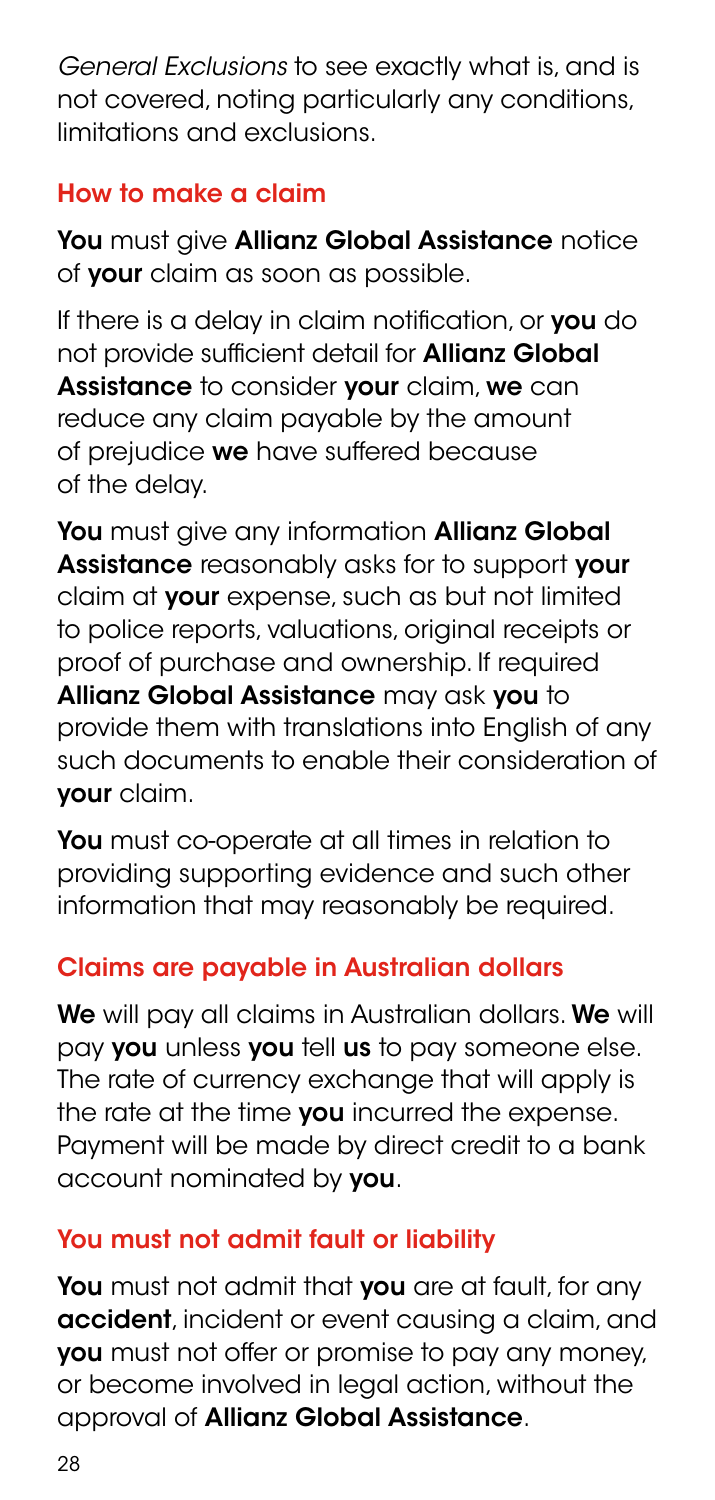*General Exclusions* to see exactly what is, and is not covered, noting particularly any conditions, limitations and exclusions.

### How to make a claim

**You** must give **Allianz Global Assistance** notice of **your** claim as soon as possible.

If there is a delay in claim notification, or **you** do not provide sufficient detail for **Allianz Global Assistance** to consider **your** claim, **we** can reduce any claim payable by the amount of prejudice **we** have suffered because of the delay.

**You** must give any information **Allianz Global Assistance** reasonably asks for to support **your** claim at **your** expense, such as but not limited to police reports, valuations, original receipts or proof of purchase and ownership. If required **Allianz Global Assistance** may ask **you** to provide them with translations into English of any such documents to enable their consideration of **your** claim.

**You** must co-operate at all times in relation to providing supporting evidence and such other information that may reasonably be required.

### Claims are payable in Australian dollars

**We** will pay all claims in Australian dollars. **We** will pay **you** unless **you** tell **us** to pay someone else. The rate of currency exchange that will apply is the rate at the time **you** incurred the expense. Payment will be made by direct credit to a bank account nominated by **you**.

### You must not admit fault or liability

**You** must not admit that **you** are at fault, for any **accident**, incident or event causing a claim, and **you** must not offer or promise to pay any money, or become involved in legal action, without the approval of **Allianz Global Assistance**.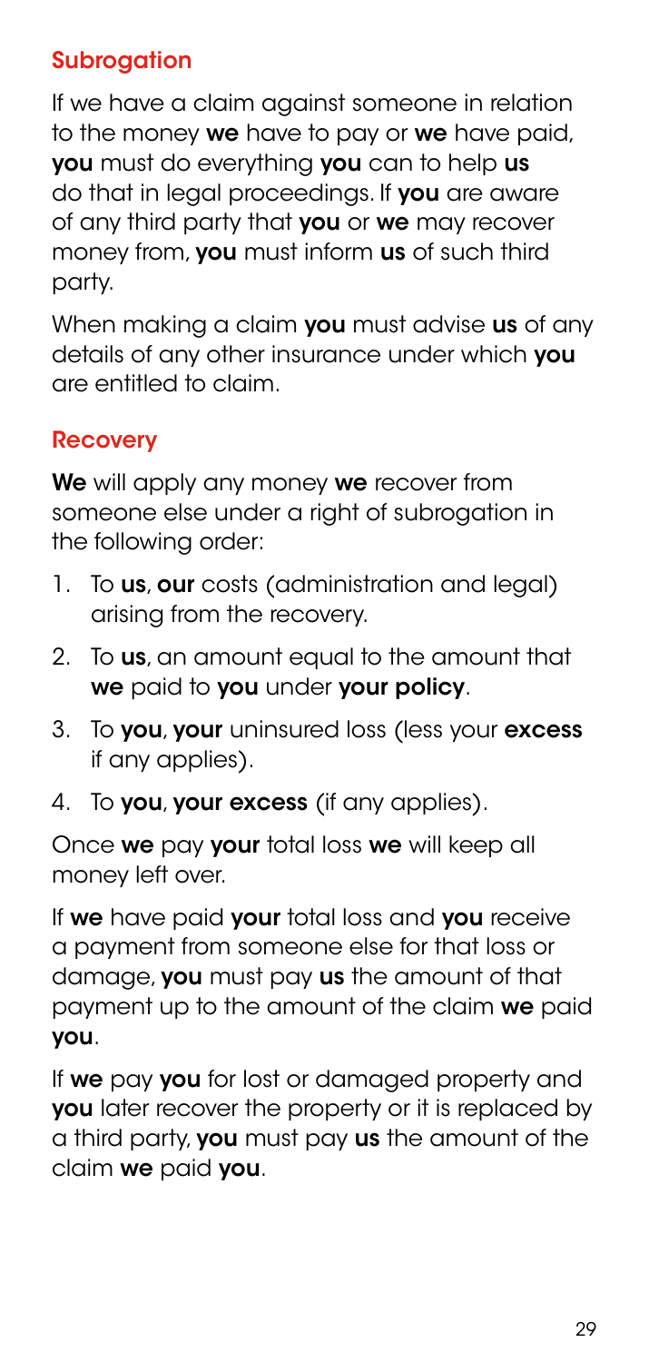## Subrogation

If we have a claim against someone in relation to the money **we** have to pay or **we** have paid, **you** must do everything **you** can to help **us** do that in legal proceedings. If **you** are aware of any third party that **you** or **we** may recover money from, **you** must inform **us** of such third party.

When making a claim **you** must advise **us** of any details of any other insurance under which **you** are entitled to claim.

## Recovery

**We** will apply any money **we** recover from someone else under a right of subrogation in the following order:

1. To **us**, **our** costs (administration and legal) arising from the recovery.
2. To **us**, an amount equal to the amount that **we** paid to **you** under **your policy**.
3. To **you**, **your** uninsured loss (less your **excess** if any applies).
4. To **you**, **your excess** (if any applies).

Once **we** pay **your** total loss **we** will keep all money left over.

If **we** have paid **your** total loss and **you** receive a payment from someone else for that loss or damage, **you** must pay **us** the amount of that payment up to the amount of the claim **we** paid **you**.

If **we** pay **you** for lost or damaged property and **you** later recover the property or it is replaced by a third party, **you** must pay **us** the amount of the claim **we** paid **you**.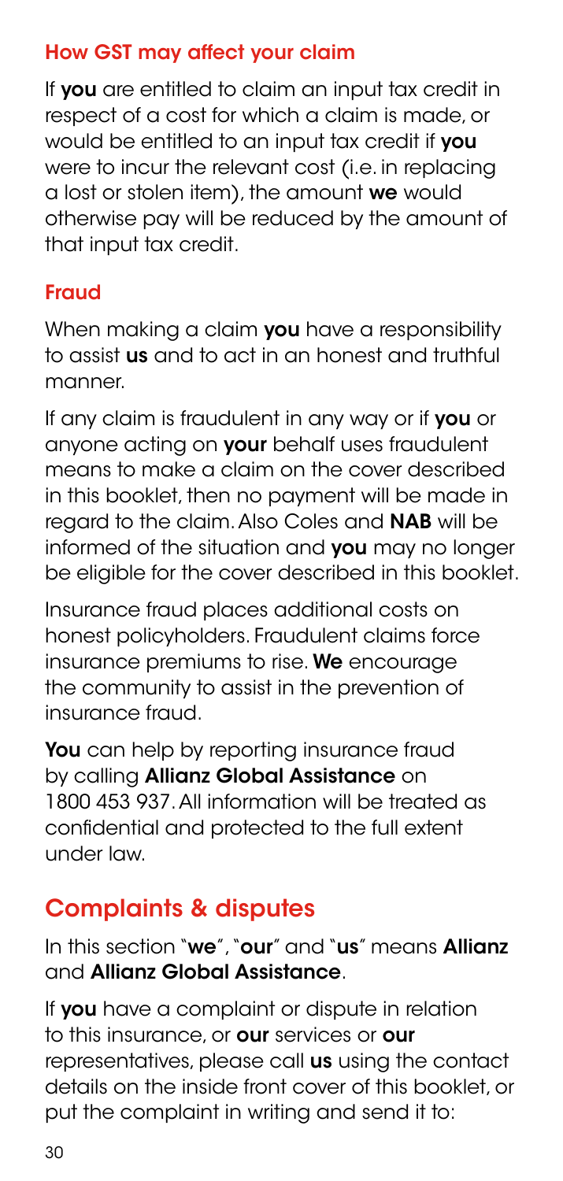### How GST may affect your claim

If **you** are entitled to claim an input tax credit in respect of a cost for which a claim is made, or would be entitled to an input tax credit if **you** were to incur the relevant cost (i.e. in replacing a lost or stolen item), the amount **we** would otherwise pay will be reduced by the amount of that input tax credit.

### Fraud

When making a claim **you** have a responsibility to assist **us** and to act in an honest and truthful manner.

If any claim is fraudulent in any way or if **you** or anyone acting on **your** behalf uses fraudulent means to make a claim on the cover described in this booklet, then no payment will be made in regard to the claim. Also Coles and **NAB** will be informed of the situation and **you** may no longer be eligible for the cover described in this booklet.

Insurance fraud places additional costs on honest policyholders. Fraudulent claims force insurance premiums to rise. **We** encourage the community to assist in the prevention of insurance fraud.

**You** can help by reporting insurance fraud by calling **Allianz Global Assistance** on 1800 453 937. All information will be treated as confidential and protected to the full extent under law.

## Complaints & disputes

In this section "**we**", "**our**" and "**us**" means **Allianz** and **Allianz Global Assistance**.

If **you** have a complaint or dispute in relation to this insurance, or **our** services or **our** representatives, please call **us** using the contact details on the inside front cover of this booklet, or put the complaint in writing and send it to: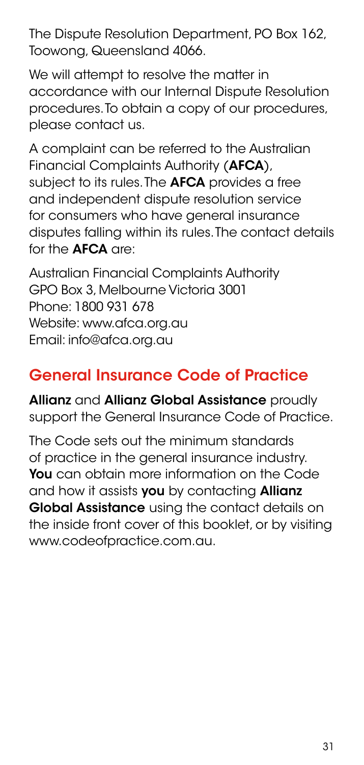The Dispute Resolution Department, PO Box 162, Toowong, Queensland 4066.

We will attempt to resolve the matter in accordance with our Internal Dispute Resolution procedures. To obtain a copy of our procedures, please contact us.

A complaint can be referred to the Australian Financial Complaints Authority (**AFCA**), subject to its rules. The **AFCA** provides a free and independent dispute resolution service for consumers who have general insurance disputes falling within its rules. The contact details for the **AFCA** are:

Australian Financial Complaints Authority
GPO Box 3, Melbourne Victoria 3001
Phone: 1800 931 678
Website: www.afca.org.au
Email: info@afca.org.au

## General Insurance Code of Practice

**Allianz** and **Allianz Global Assistance** proudly support the General Insurance Code of Practice.

The Code sets out the minimum standards of practice in the general insurance industry. **You** can obtain more information on the Code and how it assists **you** by contacting **Allianz Global Assistance** using the contact details on the inside front cover of this booklet, or by visiting www.codeofpractice.com.au.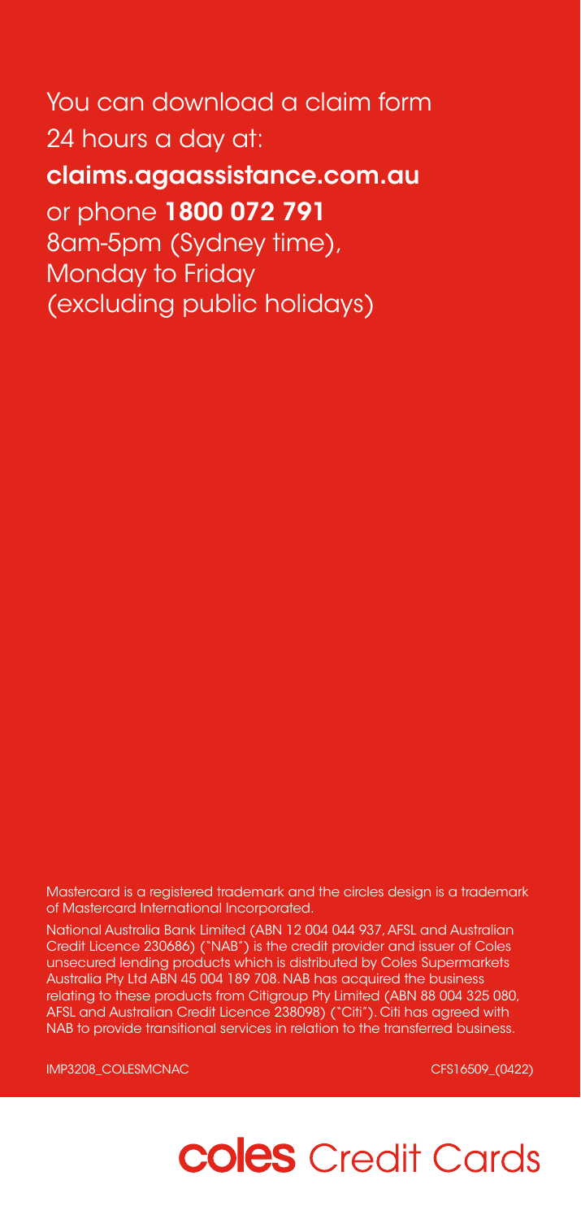You can download a claim form 24 hours a day at:

**claims.agaassistance.com.au**

or phone **1800 072 791**
8am-5pm (Sydney time), Monday to Friday (excluding public holidays)

Mastercard is a registered trademark and the circles design is a trademark of Mastercard International Incorporated.

National Australia Bank Limited (ABN 12 004 044 937, AFSL and Australian Credit Licence 230686) ("NAB") is the credit provider and issuer of Coles unsecured lending products which is distributed by Coles Supermarkets Australia Pty Ltd ABN 45 004 189 708. NAB has acquired the business relating to these products from Citigroup Pty Limited (ABN 88 004 325 080, AFSL and Australian Credit Licence 238098) ("Citi"). Citi has agreed with NAB to provide transitional services in relation to the transferred business.

IMP3208_COLESMCNAC CFS16509_(0422)

**coles** Credit Cards